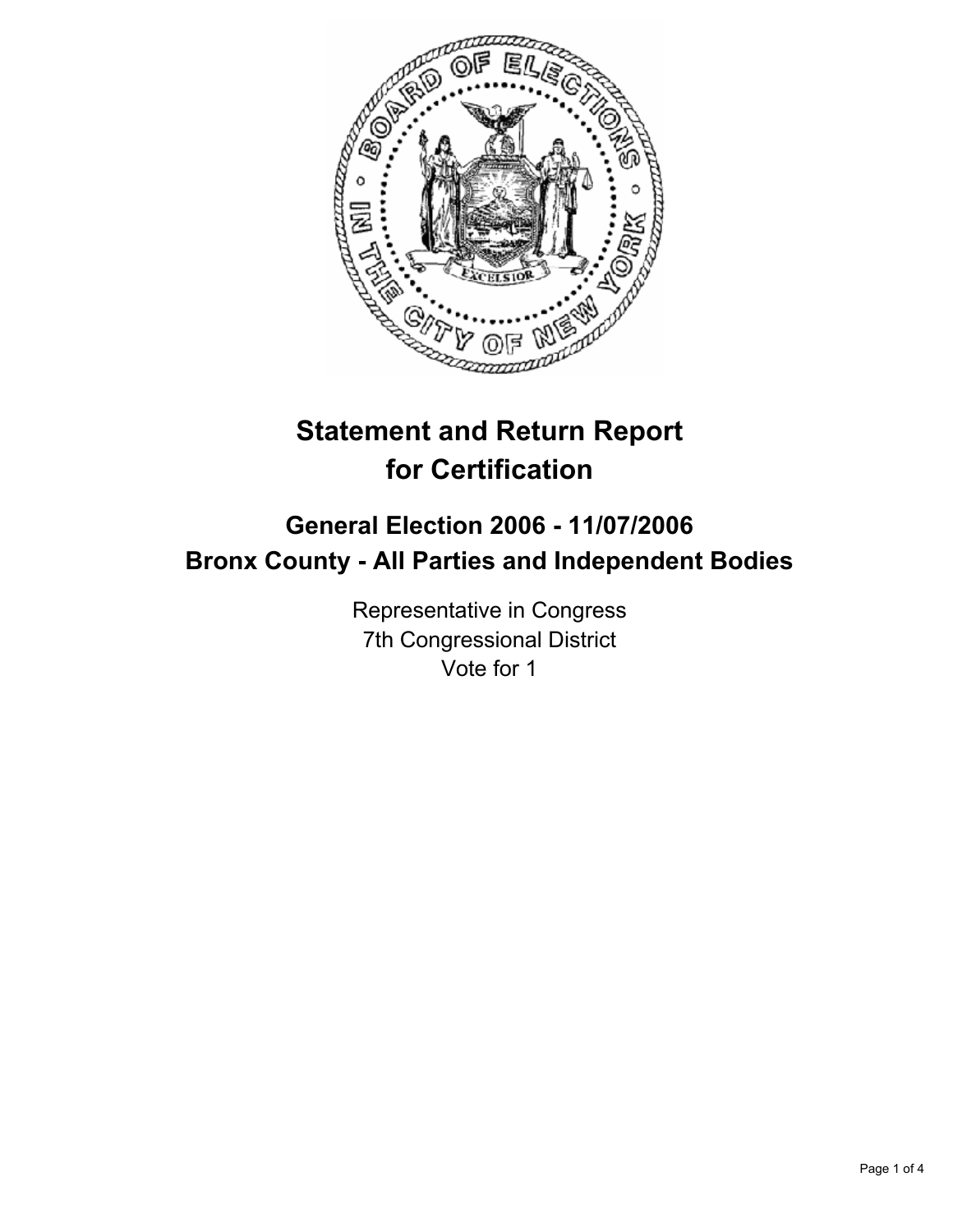# Statement and Return Report for Certification

## General Election 2006 - 11/07/2006
## Bronx County - All Parties and Independent Bodies

Representative in Congress
7th Congressional District
Vote for 1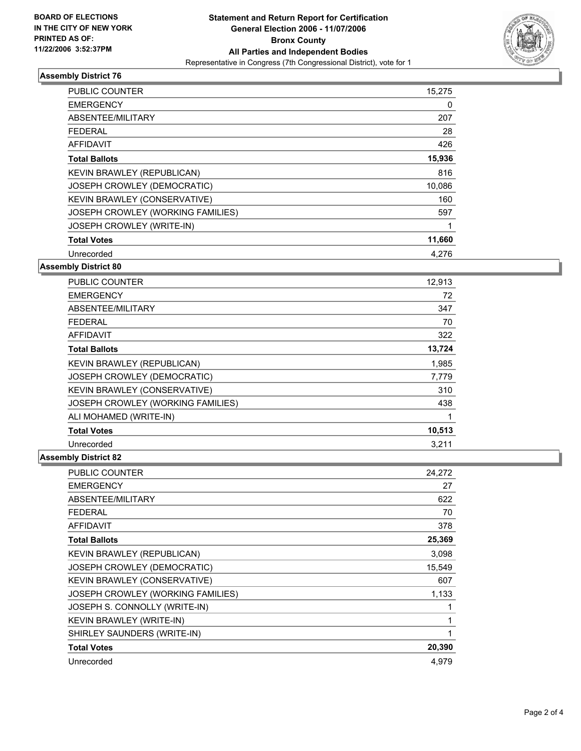BOARD OF ELECTIONS
IN THE CITY OF NEW YORK
PRINTED AS OF:
11/22/2006 3:52:37PM

# Statement and Return Report for Certification
## General Election 2006 - 11/07/2006
## Bronx County
## All Parties and Independent Bodies
Representative in Congress (7th Congressional District), vote for 1

### Assembly District 76

| | |
|---|---|
| PUBLIC COUNTER | 15,275 |
| EMERGENCY | 0 |
| ABSENTEE/MILITARY | 207 |
| FEDERAL | 28 |
| AFFIDAVIT | 426 |
| **Total Ballots** | **15,936** |
| KEVIN BRAWLEY (REPUBLICAN) | 816 |
| JOSEPH CROWLEY (DEMOCRATIC) | 10,086 |
| KEVIN BRAWLEY (CONSERVATIVE) | 160 |
| JOSEPH CROWLEY (WORKING FAMILIES) | 597 |
| JOSEPH CROWLEY (WRITE-IN) | 1 |
| **Total Votes** | **11,660** |
| Unrecorded | 4,276 |

### Assembly District 80

| | |
|---|---|
| PUBLIC COUNTER | 12,913 |
| EMERGENCY | 72 |
| ABSENTEE/MILITARY | 347 |
| FEDERAL | 70 |
| AFFIDAVIT | 322 |
| **Total Ballots** | **13,724** |
| KEVIN BRAWLEY (REPUBLICAN) | 1,985 |
| JOSEPH CROWLEY (DEMOCRATIC) | 7,779 |
| KEVIN BRAWLEY (CONSERVATIVE) | 310 |
| JOSEPH CROWLEY (WORKING FAMILIES) | 438 |
| ALI MOHAMED (WRITE-IN) | 1 |
| **Total Votes** | **10,513** |
| Unrecorded | 3,211 |

### Assembly District 82

| | |
|---|---|
| PUBLIC COUNTER | 24,272 |
| EMERGENCY | 27 |
| ABSENTEE/MILITARY | 622 |
| FEDERAL | 70 |
| AFFIDAVIT | 378 |
| **Total Ballots** | **25,369** |
| KEVIN BRAWLEY (REPUBLICAN) | 3,098 |
| JOSEPH CROWLEY (DEMOCRATIC) | 15,549 |
| KEVIN BRAWLEY (CONSERVATIVE) | 607 |
| JOSEPH CROWLEY (WORKING FAMILIES) | 1,133 |
| JOSEPH S. CONNOLLY (WRITE-IN) | 1 |
| KEVIN BRAWLEY (WRITE-IN) | 1 |
| SHIRLEY SAUNDERS (WRITE-IN) | 1 |
| **Total Votes** | **20,390** |
| Unrecorded | 4,979 |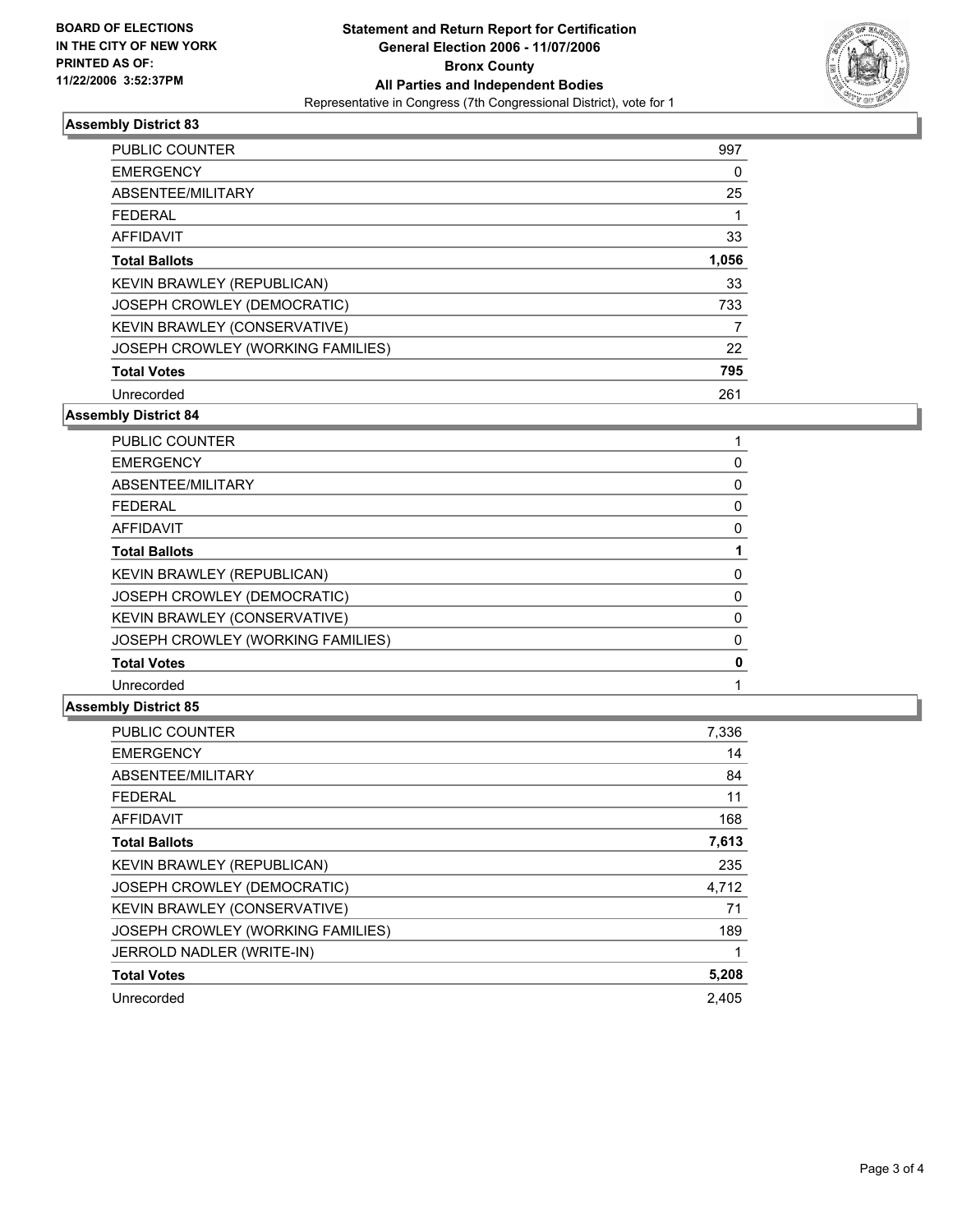**BOARD OF ELECTIONS IN THE CITY OF NEW YORK PRINTED AS OF: 11/22/2006 3:52:37PM**

# Statement and Return Report for Certification
## General Election 2006 - 11/07/2006
## Bronx County
## All Parties and Independent Bodies
Representative in Congress (7th Congressional District), vote for 1

### Assembly District 83

| | |
|---|---|
| PUBLIC COUNTER | 997 |
| EMERGENCY | 0 |
| ABSENTEE/MILITARY | 25 |
| FEDERAL | 1 |
| AFFIDAVIT | 33 |
| **Total Ballots** | **1,056** |
| KEVIN BRAWLEY (REPUBLICAN) | 33 |
| JOSEPH CROWLEY (DEMOCRATIC) | 733 |
| KEVIN BRAWLEY (CONSERVATIVE) | 7 |
| JOSEPH CROWLEY (WORKING FAMILIES) | 22 |
| **Total Votes** | **795** |
| Unrecorded | 261 |

### Assembly District 84

| | |
|---|---|
| PUBLIC COUNTER | 1 |
| EMERGENCY | 0 |
| ABSENTEE/MILITARY | 0 |
| FEDERAL | 0 |
| AFFIDAVIT | 0 |
| **Total Ballots** | **1** |
| KEVIN BRAWLEY (REPUBLICAN) | 0 |
| JOSEPH CROWLEY (DEMOCRATIC) | 0 |
| KEVIN BRAWLEY (CONSERVATIVE) | 0 |
| JOSEPH CROWLEY (WORKING FAMILIES) | 0 |
| **Total Votes** | **0** |
| Unrecorded | 1 |

### Assembly District 85

| | |
|---|---|
| PUBLIC COUNTER | 7,336 |
| EMERGENCY | 14 |
| ABSENTEE/MILITARY | 84 |
| FEDERAL | 11 |
| AFFIDAVIT | 168 |
| **Total Ballots** | **7,613** |
| KEVIN BRAWLEY (REPUBLICAN) | 235 |
| JOSEPH CROWLEY (DEMOCRATIC) | 4,712 |
| KEVIN BRAWLEY (CONSERVATIVE) | 71 |
| JOSEPH CROWLEY (WORKING FAMILIES) | 189 |
| JERROLD NADLER (WRITE-IN) | 1 |
| **Total Votes** | **5,208** |
| Unrecorded | 2,405 |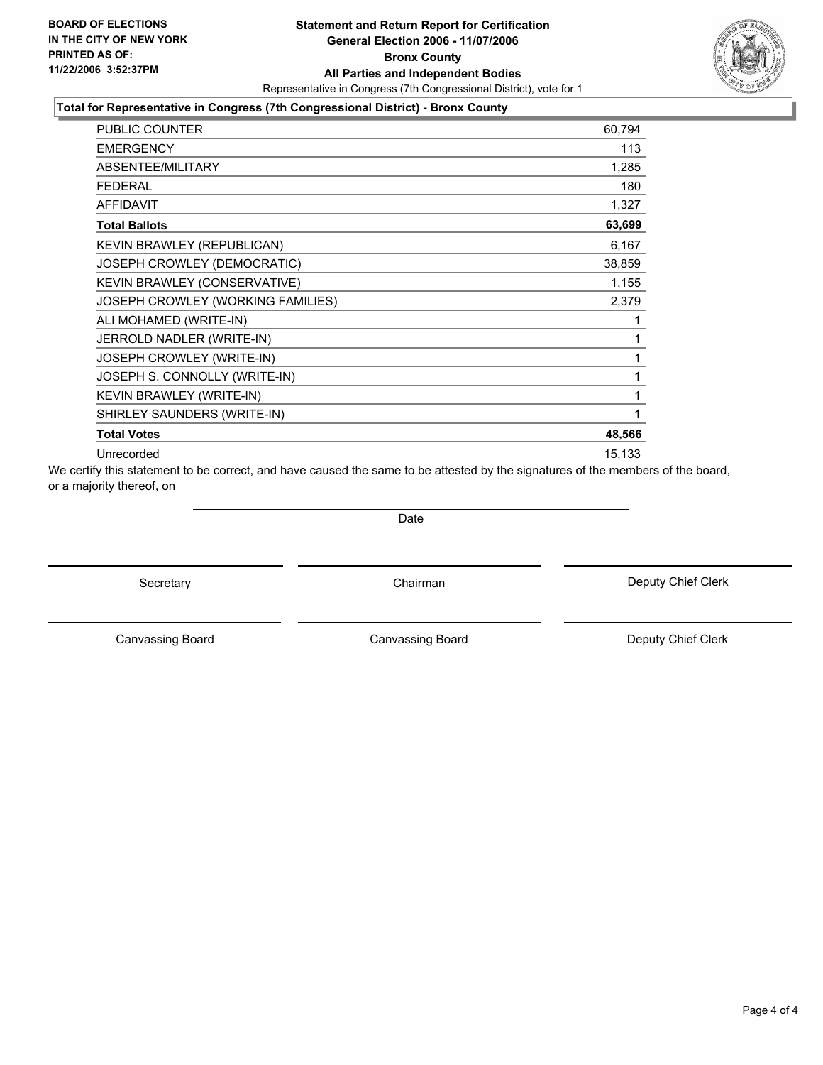**BOARD OF ELECTIONS IN THE CITY OF NEW YORK PRINTED AS OF: 11/22/2006 3:52:37PM**

# Statement and Return Report for Certification
## General Election 2006 - 11/07/2006
## Bronx County
## All Parties and Independent Bodies

Representative in Congress (7th Congressional District), vote for 1

### Total for Representative in Congress (7th Congressional District) - Bronx County

| | |
|---|---|
| PUBLIC COUNTER | 60,794 |
| EMERGENCY | 113 |
| ABSENTEE/MILITARY | 1,285 |
| FEDERAL | 180 |
| AFFIDAVIT | 1,327 |
| **Total Ballots** | **63,699** |
| KEVIN BRAWLEY (REPUBLICAN) | 6,167 |
| JOSEPH CROWLEY (DEMOCRATIC) | 38,859 |
| KEVIN BRAWLEY (CONSERVATIVE) | 1,155 |
| JOSEPH CROWLEY (WORKING FAMILIES) | 2,379 |
| ALI MOHAMED (WRITE-IN) | 1 |
| JERROLD NADLER (WRITE-IN) | 1 |
| JOSEPH CROWLEY (WRITE-IN) | 1 |
| JOSEPH S. CONNOLLY (WRITE-IN) | 1 |
| KEVIN BRAWLEY (WRITE-IN) | 1 |
| SHIRLEY SAUNDERS (WRITE-IN) | 1 |
| **Total Votes** | **48,566** |
| Unrecorded | 15,133 |

We certify this statement to be correct, and have caused the same to be attested by the signatures of the members of the board, or a majority thereof, on

Date

Secretary | Chairman | Deputy Chief Clerk

Canvassing Board | Canvassing Board | Deputy Chief Clerk